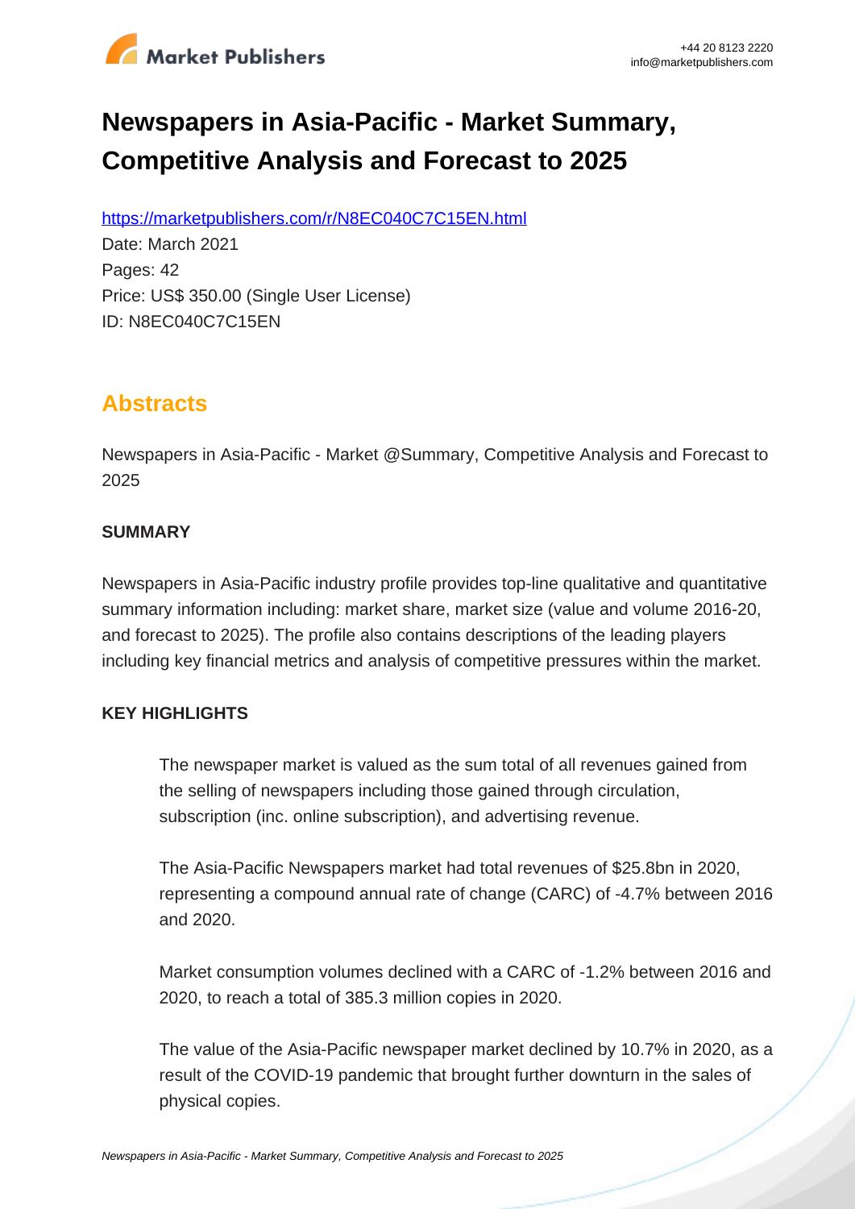# Newspapers in Asia-Pacific - Market Summary, Competitive Analysis and Forecast to 2025

https://marketpublishers.com/r/N8EC040C7C15EN.html

Date: March 2021

Pages: 42

Price: US$ 350.00 (Single User License)

ID: N8EC040C7C15EN

## Abstracts

Newspapers in Asia-Pacific - Market @Summary, Competitive Analysis and Forecast to 2025

### SUMMARY

Newspapers in Asia-Pacific industry profile provides top-line qualitative and quantitative summary information including: market share, market size (value and volume 2016-20, and forecast to 2025). The profile also contains descriptions of the leading players including key financial metrics and analysis of competitive pressures within the market.

### KEY HIGHLIGHTS

The newspaper market is valued as the sum total of all revenues gained from the selling of newspapers including those gained through circulation, subscription (inc. online subscription), and advertising revenue.

The Asia-Pacific Newspapers market had total revenues of $25.8bn in 2020, representing a compound annual rate of change (CARC) of -4.7% between 2016 and 2020.

Market consumption volumes declined with a CARC of -1.2% between 2016 and 2020, to reach a total of 385.3 million copies in 2020.

The value of the Asia-Pacific newspaper market declined by 10.7% in 2020, as a result of the COVID-19 pandemic that brought further downturn in the sales of physical copies.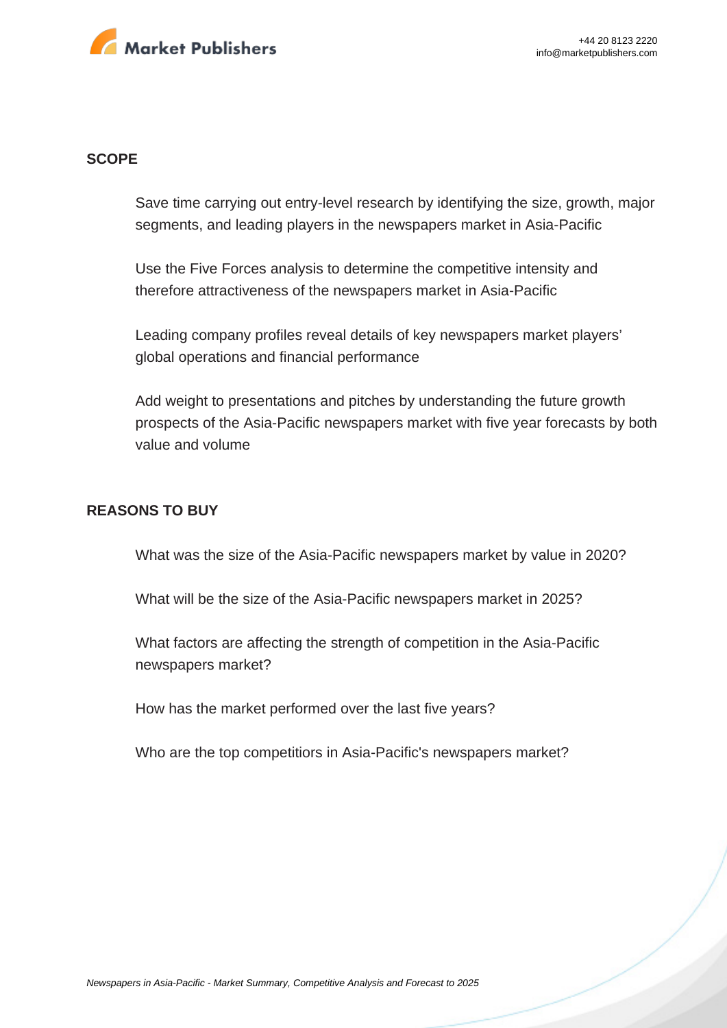## SCOPE

Save time carrying out entry-level research by identifying the size, growth, major segments, and leading players in the newspapers market in Asia-Pacific

Use the Five Forces analysis to determine the competitive intensity and therefore attractiveness of the newspapers market in Asia-Pacific

Leading company profiles reveal details of key newspapers market players' global operations and financial performance

Add weight to presentations and pitches by understanding the future growth prospects of the Asia-Pacific newspapers market with five year forecasts by both value and volume

## REASONS TO BUY

What was the size of the Asia-Pacific newspapers market by value in 2020?

What will be the size of the Asia-Pacific newspapers market in 2025?

What factors are affecting the strength of competition in the Asia-Pacific newspapers market?

How has the market performed over the last five years?

Who are the top competitiors in Asia-Pacific's newspapers market?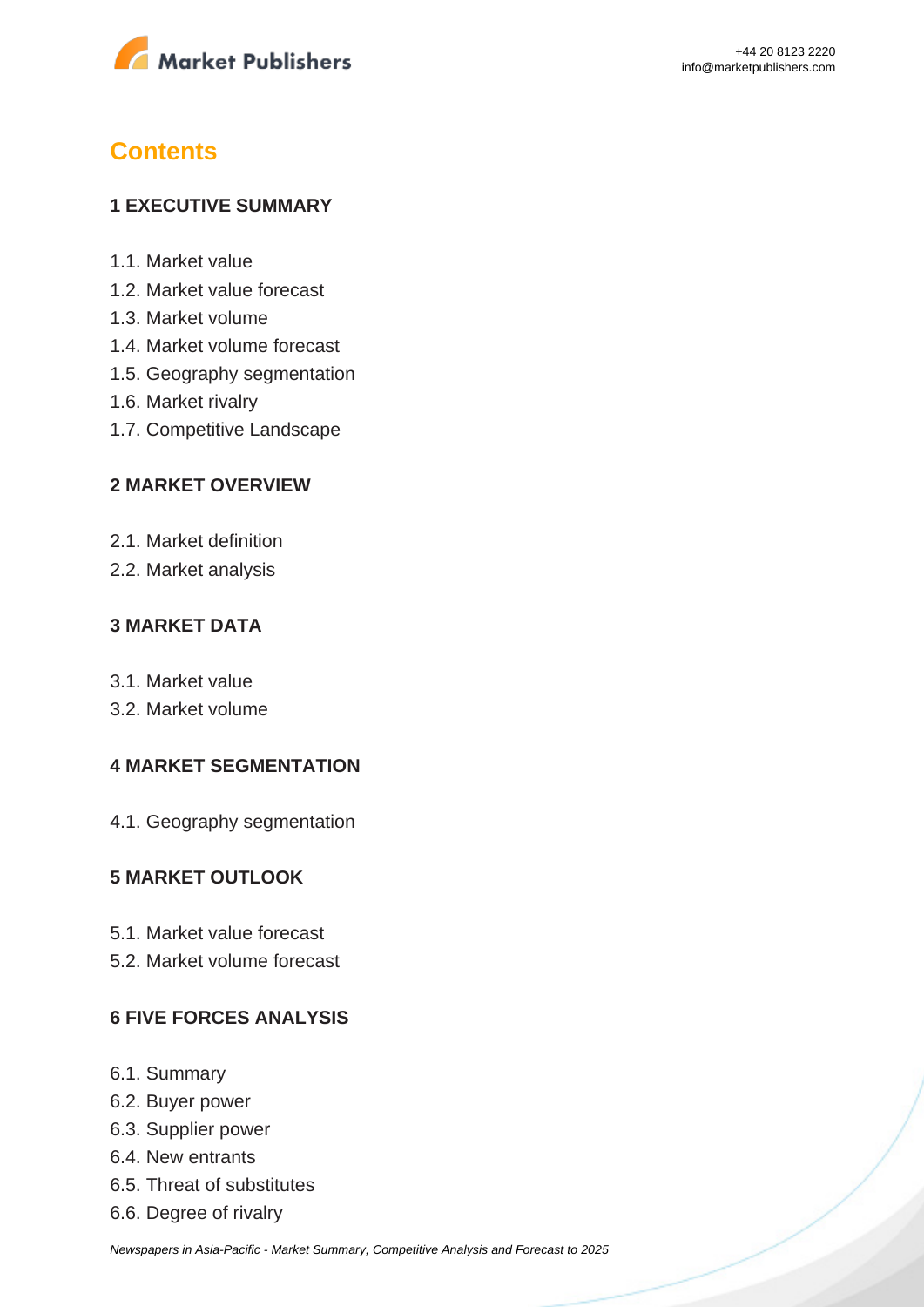## Contents

### 1 EXECUTIVE SUMMARY

1.1. Market value
1.2. Market value forecast
1.3. Market volume
1.4. Market volume forecast
1.5. Geography segmentation
1.6. Market rivalry
1.7. Competitive Landscape

### 2 MARKET OVERVIEW

2.1. Market definition
2.2. Market analysis

### 3 MARKET DATA

3.1. Market value
3.2. Market volume

### 4 MARKET SEGMENTATION

4.1. Geography segmentation

### 5 MARKET OUTLOOK

5.1. Market value forecast
5.2. Market volume forecast

### 6 FIVE FORCES ANALYSIS

6.1. Summary
6.2. Buyer power
6.3. Supplier power
6.4. New entrants
6.5. Threat of substitutes
6.6. Degree of rivalry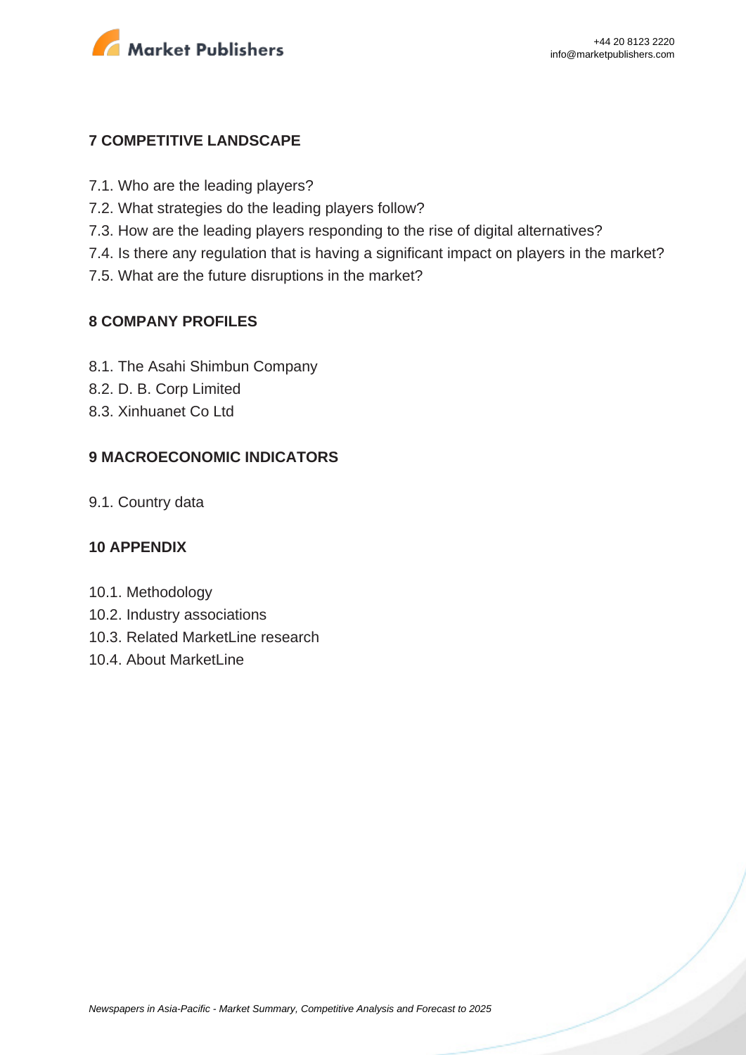## 7 COMPETITIVE LANDSCAPE

7.1. Who are the leading players?
7.2. What strategies do the leading players follow?
7.3. How are the leading players responding to the rise of digital alternatives?
7.4. Is there any regulation that is having a significant impact on players in the market?
7.5. What are the future disruptions in the market?

## 8 COMPANY PROFILES

8.1. The Asahi Shimbun Company
8.2. D. B. Corp Limited
8.3. Xinhuanet Co Ltd

## 9 MACROECONOMIC INDICATORS

9.1. Country data

## 10 APPENDIX

10.1. Methodology
10.2. Industry associations
10.3. Related MarketLine research
10.4. About MarketLine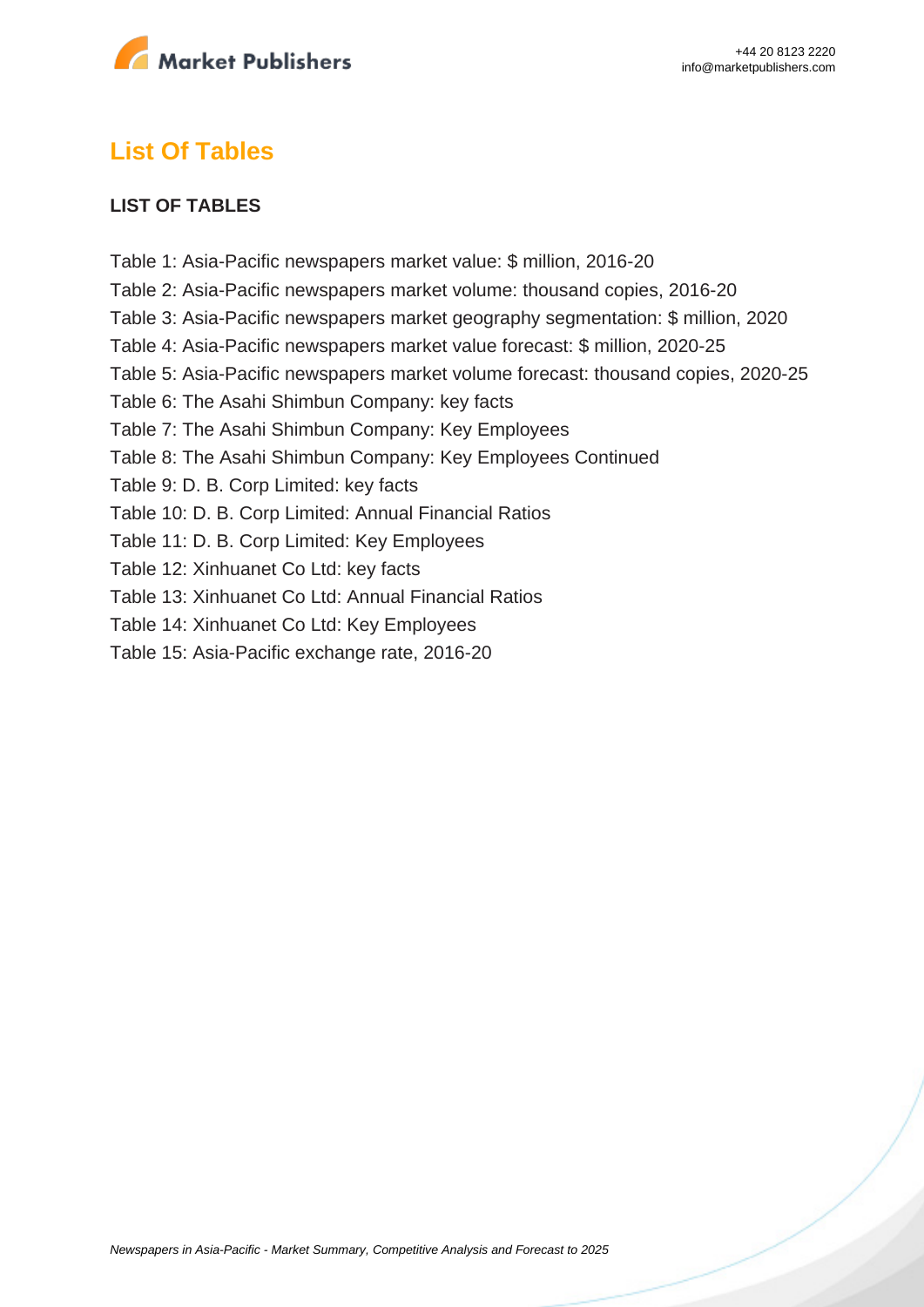## List Of Tables

**LIST OF TABLES**

Table 1: Asia-Pacific newspapers market value: $ million, 2016-20
Table 2: Asia-Pacific newspapers market volume: thousand copies, 2016-20
Table 3: Asia-Pacific newspapers market geography segmentation: $ million, 2020
Table 4: Asia-Pacific newspapers market value forecast: $ million, 2020-25
Table 5: Asia-Pacific newspapers market volume forecast: thousand copies, 2020-25
Table 6: The Asahi Shimbun Company: key facts
Table 7: The Asahi Shimbun Company: Key Employees
Table 8: The Asahi Shimbun Company: Key Employees Continued
Table 9: D. B. Corp Limited: key facts
Table 10: D. B. Corp Limited: Annual Financial Ratios
Table 11: D. B. Corp Limited: Key Employees
Table 12: Xinhuanet Co Ltd: key facts
Table 13: Xinhuanet Co Ltd: Annual Financial Ratios
Table 14: Xinhuanet Co Ltd: Key Employees
Table 15: Asia-Pacific exchange rate, 2016-20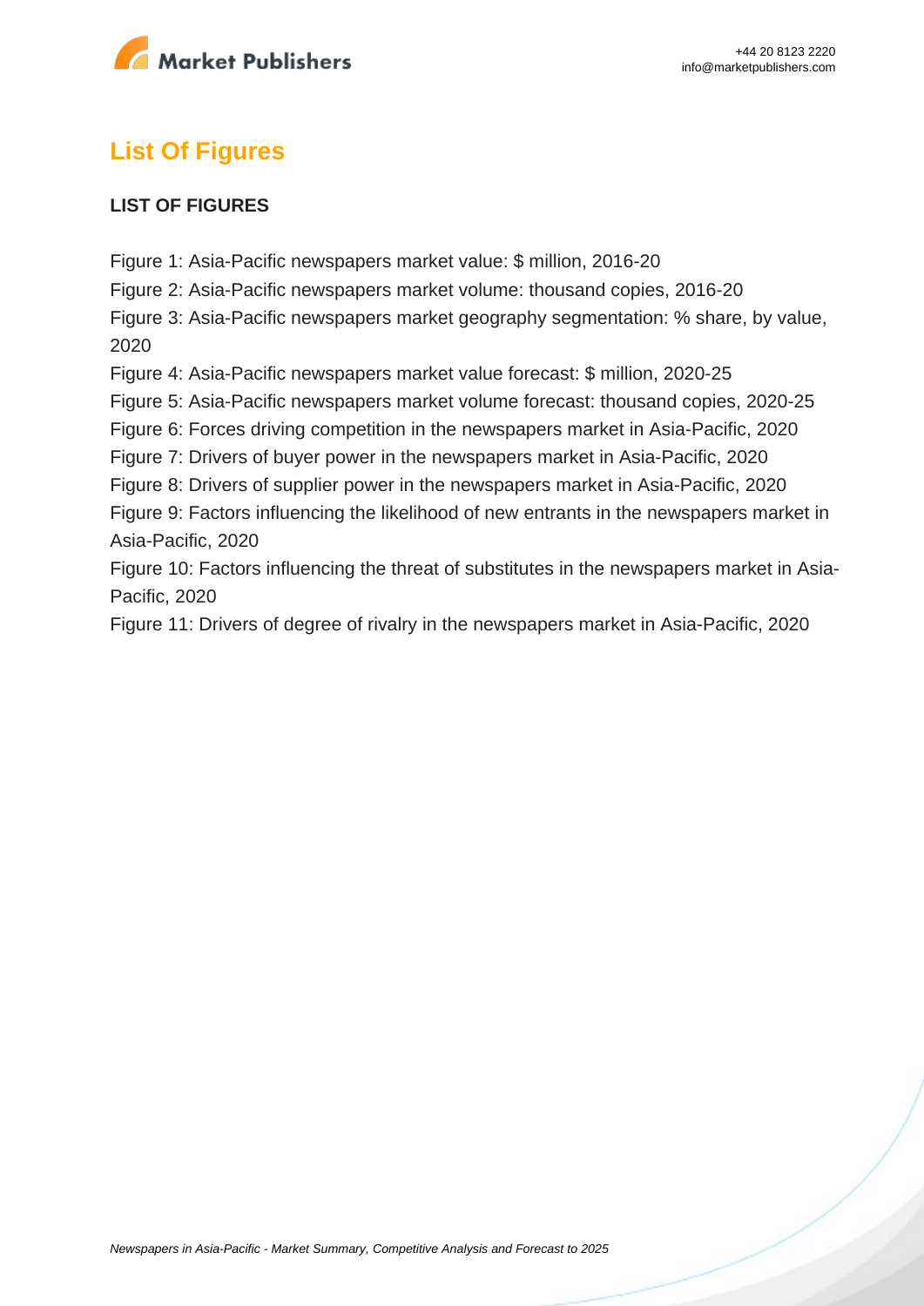## List Of Figures

**LIST OF FIGURES**

Figure 1: Asia-Pacific newspapers market value: $ million, 2016-20

Figure 2: Asia-Pacific newspapers market volume: thousand copies, 2016-20

Figure 3: Asia-Pacific newspapers market geography segmentation: % share, by value, 2020

Figure 4: Asia-Pacific newspapers market value forecast: $ million, 2020-25

Figure 5: Asia-Pacific newspapers market volume forecast: thousand copies, 2020-25

Figure 6: Forces driving competition in the newspapers market in Asia-Pacific, 2020

Figure 7: Drivers of buyer power in the newspapers market in Asia-Pacific, 2020

Figure 8: Drivers of supplier power in the newspapers market in Asia-Pacific, 2020

Figure 9: Factors influencing the likelihood of new entrants in the newspapers market in Asia-Pacific, 2020

Figure 10: Factors influencing the threat of substitutes in the newspapers market in Asia-Pacific, 2020

Figure 11: Drivers of degree of rivalry in the newspapers market in Asia-Pacific, 2020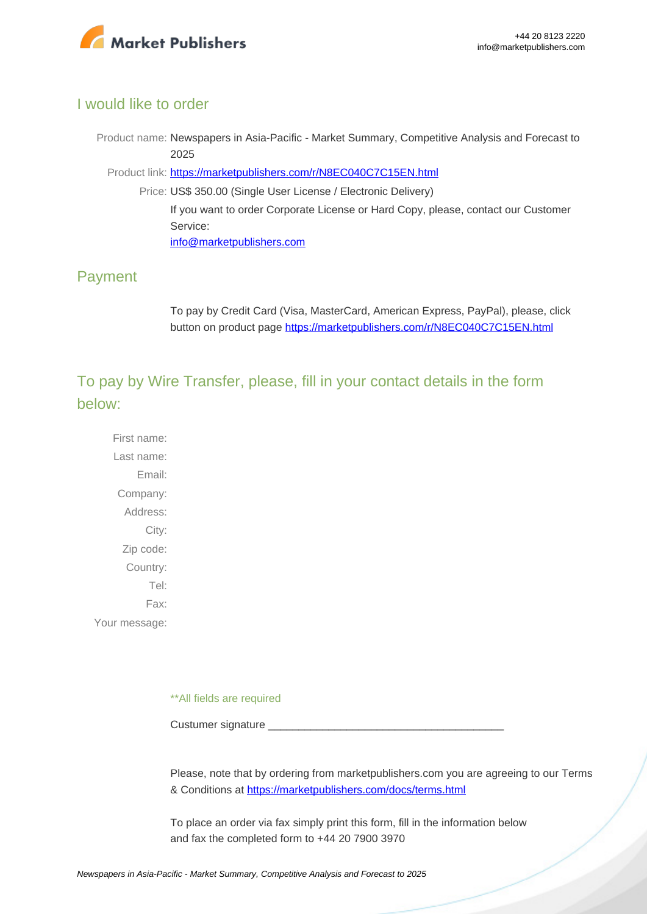## I would like to order

Product name: Newspapers in Asia-Pacific - Market Summary, Competitive Analysis and Forecast to 2025

Product link: [https://marketpublishers.com/r/N8EC040C7C15EN.html](https://marketpublishers.com/r/N8EC040C7C15EN.html)

Price: US$ 350.00 (Single User License / Electronic Delivery)

If you want to order Corporate License or Hard Copy, please, contact our Customer Service:

[info@marketpublishers.com](mailto:info@marketpublishers.com)

## Payment

To pay by Credit Card (Visa, MasterCard, American Express, PayPal), please, click button on product page [https://marketpublishers.com/r/N8EC040C7C15EN.html](https://marketpublishers.com/r/N8EC040C7C15EN.html)

## To pay by Wire Transfer, please, fill in your contact details in the form below:

First name:

Last name:

Email:

Company:

Address:

City:

Zip code:

Country:

Tel:

Fax:

Your message:

**All fields are required

Custumer signature _______________________________________

Please, note that by ordering from marketpublishers.com you are agreeing to our Terms & Conditions at [https://marketpublishers.com/docs/terms.html](https://marketpublishers.com/docs/terms.html)

To place an order via fax simply print this form, fill in the information below and fax the completed form to +44 20 7900 3970